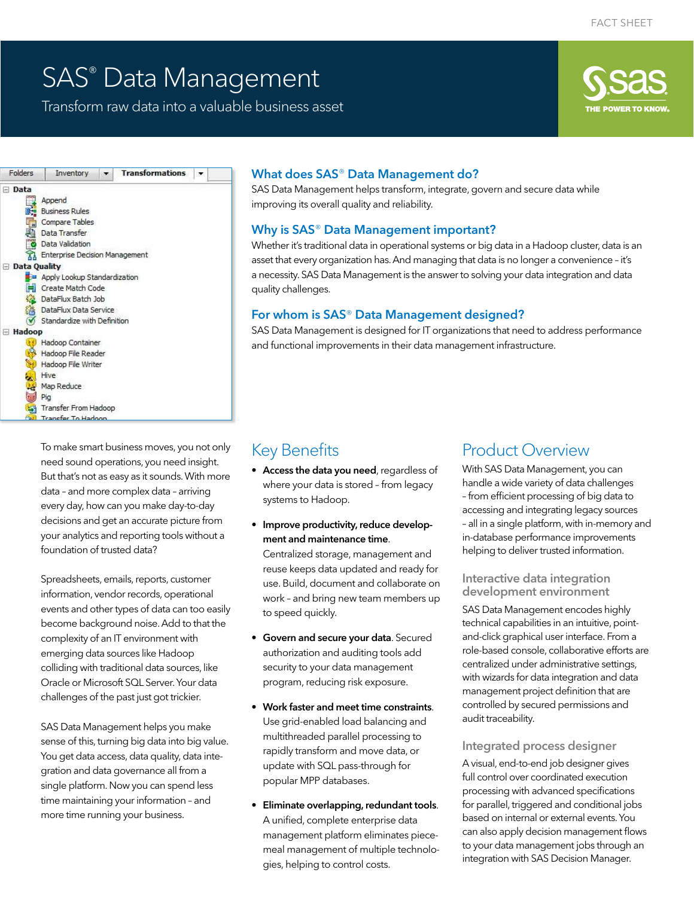FACT SHEET

# SAS® Data Management

Transform raw data into a valuable business asset

## What does SAS® Data Management do?

SAS Data Management helps transform, integrate, govern and secure data while improving its overall quality and reliability.

## Why is SAS® Data Management important?

Whether it's traditional data in operational systems or big data in a Hadoop cluster, data is an asset that every organization has. And managing that data is no longer a convenience – it's a necessity. SAS Data Management is the answer to solving your data integration and data quality challenges.

## For whom is SAS® Data Management designed?

SAS Data Management is designed for IT organizations that need to address performance and functional improvements in their data management infrastructure.

To make smart business moves, you not only need sound operations, you need insight. But that's not as easy as it sounds. With more data – and more complex data – arriving every day, how can you make day-to-day decisions and get an accurate picture from your analytics and reporting tools without a foundation of trusted data?

Spreadsheets, emails, reports, customer information, vendor records, operational events and other types of data can too easily become background noise. Add to that the complexity of an IT environment with emerging data sources like Hadoop colliding with traditional data sources, like Oracle or Microsoft SQL Server. Your data challenges of the past just got trickier.

SAS Data Management helps you make sense of this, turning big data into big value. You get data access, data quality, data integration and data governance all from a single platform. Now you can spend less time maintaining your information – and more time running your business.

## Key Benefits

- **Access the data you need**, regardless of where your data is stored – from legacy systems to Hadoop.
- **Improve productivity, reduce development and maintenance time**. Centralized storage, management and reuse keeps data updated and ready for use. Build, document and collaborate on work – and bring new team members up to speed quickly.
- **Govern and secure your data**. Secured authorization and auditing tools add security to your data management program, reducing risk exposure.
- **Work faster and meet time constraints**. Use grid-enabled load balancing and multithreaded parallel processing to rapidly transform and move data, or update with SQL pass-through for popular MPP databases.
- **Eliminate overlapping, redundant tools**. A unified, complete enterprise data management platform eliminates piecemeal management of multiple technologies, helping to control costs.

## Product Overview

With SAS Data Management, you can handle a wide variety of data challenges – from efficient processing of big data to accessing and integrating legacy sources – all in a single platform, with in-memory and in-database performance improvements helping to deliver trusted information.

### Interactive data integration development environment

SAS Data Management encodes highly technical capabilities in an intuitive, point-and-click graphical user interface. From a role-based console, collaborative efforts are centralized under administrative settings, with wizards for data integration and data management project definition that are controlled by secured permissions and audit traceability.

### Integrated process designer

A visual, end-to-end job designer gives full control over coordinated execution processing with advanced specifications for parallel, triggered and conditional jobs based on internal or external events. You can also apply decision management flows to your data management jobs through an integration with SAS Decision Manager.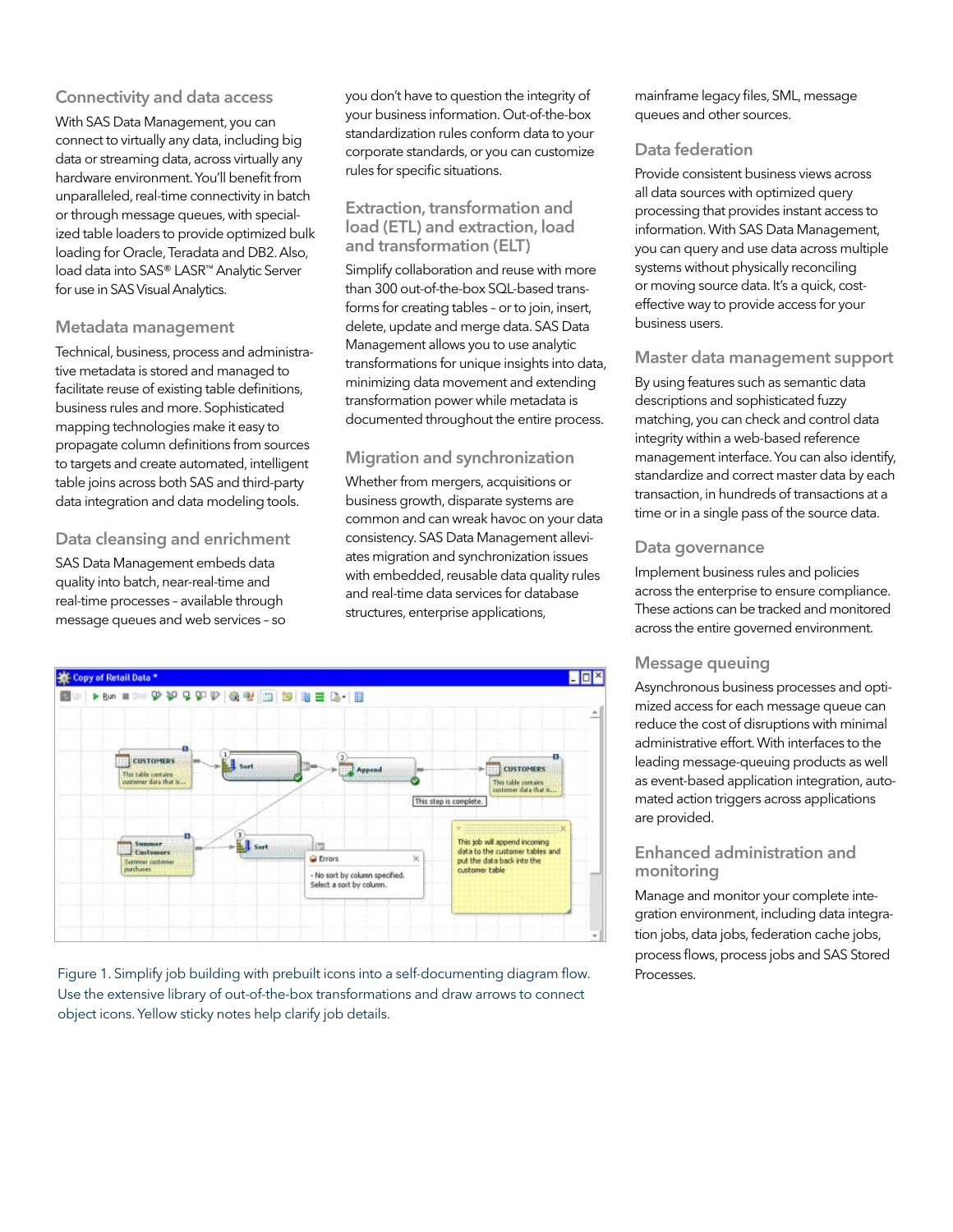## Connectivity and data access

With SAS Data Management, you can connect to virtually any data, including big data or streaming data, across virtually any hardware environment. You'll benefit from unparalleled, real-time connectivity in batch or through message queues, with specialized table loaders to provide optimized bulk loading for Oracle, Teradata and DB2. Also, load data into SAS® LASR™ Analytic Server for use in SAS Visual Analytics.

## Metadata management

Technical, business, process and administrative metadata is stored and managed to facilitate reuse of existing table definitions, business rules and more. Sophisticated mapping technologies make it easy to propagate column definitions from sources to targets and create automated, intelligent table joins across both SAS and third-party data integration and data modeling tools.

## Data cleansing and enrichment

SAS Data Management embeds data quality into batch, near-real-time and real-time processes – available through message queues and web services – so you don't have to question the integrity of your business information. Out-of-the-box standardization rules conform data to your corporate standards, or you can customize rules for specific situations.

## Extraction, transformation and load (ETL) and extraction, load and transformation (ELT)

Simplify collaboration and reuse with more than 300 out-of-the-box SQL-based transforms for creating tables – or to join, insert, delete, update and merge data. SAS Data Management allows you to use analytic transformations for unique insights into data, minimizing data movement and extending transformation power while metadata is documented throughout the entire process.

## Migration and synchronization

Whether from mergers, acquisitions or business growth, disparate systems are common and can wreak havoc on your data consistency. SAS Data Management alleviates migration and synchronization issues with embedded, reusable data quality rules and real-time data services for database structures, enterprise applications, mainframe legacy files, SML, message queues and other sources.

Figure 1. Simplify job building with prebuilt icons into a self-documenting diagram flow. Use the extensive library of out-of-the-box transformations and draw arrows to connect object icons. Yellow sticky notes help clarify job details.

## Data federation

Provide consistent business views across all data sources with optimized query processing that provides instant access to information. With SAS Data Management, you can query and use data across multiple systems without physically reconciling or moving source data. It's a quick, cost-effective way to provide access for your business users.

## Master data management support

By using features such as semantic data descriptions and sophisticated fuzzy matching, you can check and control data integrity within a web-based reference management interface. You can also identify, standardize and correct master data by each transaction, in hundreds of transactions at a time or in a single pass of the source data.

## Data governance

Implement business rules and policies across the enterprise to ensure compliance. These actions can be tracked and monitored across the entire governed environment.

## Message queuing

Asynchronous business processes and optimized access for each message queue can reduce the cost of disruptions with minimal administrative effort. With interfaces to the leading message-queuing products as well as event-based application integration, automated action triggers across applications are provided.

## Enhanced administration and monitoring

Manage and monitor your complete integration environment, including data integration jobs, data jobs, federation cache jobs, process flows, process jobs and SAS Stored Processes.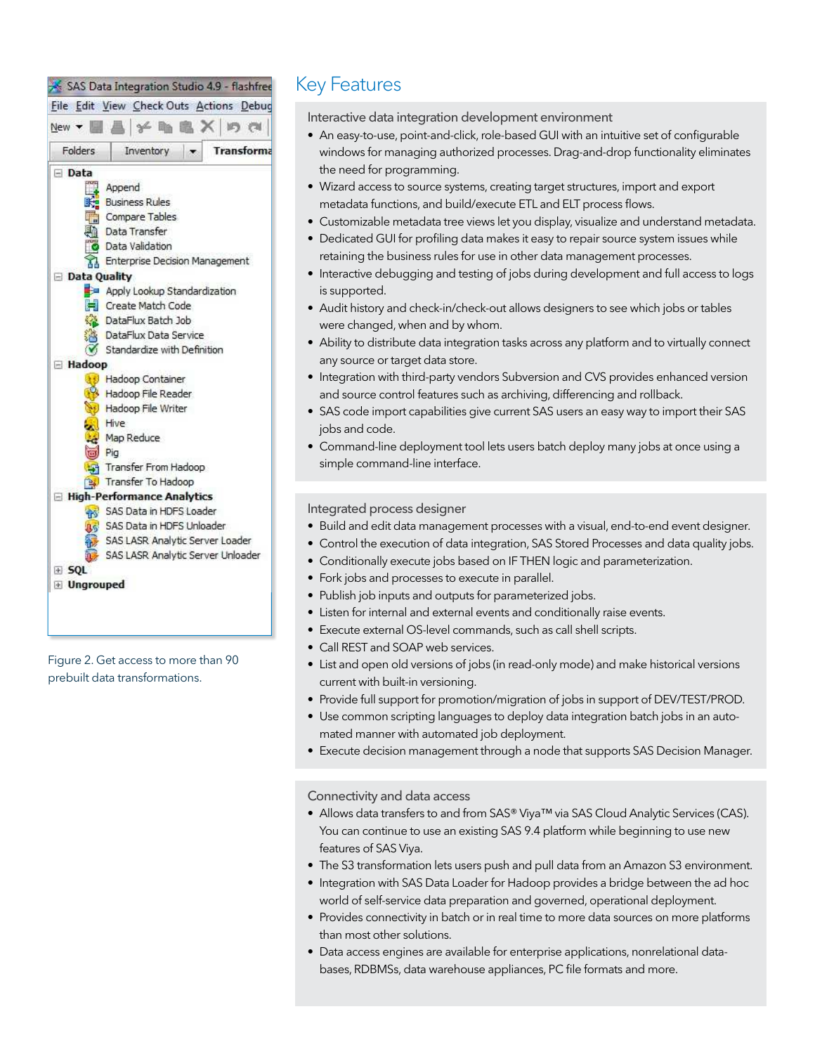Figure 2. Get access to more than 90 prebuilt data transformations.

# Key Features

## Interactive data integration development environment

- An easy-to-use, point-and-click, role-based GUI with an intuitive set of configurable windows for managing authorized processes. Drag-and-drop functionality eliminates the need for programming.
- Wizard access to source systems, creating target structures, import and export metadata functions, and build/execute ETL and ELT process flows.
- Customizable metadata tree views let you display, visualize and understand metadata.
- Dedicated GUI for profiling data makes it easy to repair source system issues while retaining the business rules for use in other data management processes.
- Interactive debugging and testing of jobs during development and full access to logs is supported.
- Audit history and check-in/check-out allows designers to see which jobs or tables were changed, when and by whom.
- Ability to distribute data integration tasks across any platform and to virtually connect any source or target data store.
- Integration with third-party vendors Subversion and CVS provides enhanced version and source control features such as archiving, differencing and rollback.
- SAS code import capabilities give current SAS users an easy way to import their SAS jobs and code.
- Command-line deployment tool lets users batch deploy many jobs at once using a simple command-line interface.

## Integrated process designer

- Build and edit data management processes with a visual, end-to-end event designer.
- Control the execution of data integration, SAS Stored Processes and data quality jobs.
- Conditionally execute jobs based on IF THEN logic and parameterization.
- Fork jobs and processes to execute in parallel.
- Publish job inputs and outputs for parameterized jobs.
- Listen for internal and external events and conditionally raise events.
- Execute external OS-level commands, such as call shell scripts.
- Call REST and SOAP web services.
- List and open old versions of jobs (in read-only mode) and make historical versions current with built-in versioning.
- Provide full support for promotion/migration of jobs in support of DEV/TEST/PROD.
- Use common scripting languages to deploy data integration batch jobs in an automated manner with automated job deployment.
- Execute decision management through a node that supports SAS Decision Manager.

## Connectivity and data access

- Allows data transfers to and from SAS® Viya™ via SAS Cloud Analytic Services (CAS). You can continue to use an existing SAS 9.4 platform while beginning to use new features of SAS Viya.
- The S3 transformation lets users push and pull data from an Amazon S3 environment.
- Integration with SAS Data Loader for Hadoop provides a bridge between the ad hoc world of self-service data preparation and governed, operational deployment.
- Provides connectivity in batch or in real time to more data sources on more platforms than most other solutions.
- Data access engines are available for enterprise applications, nonrelational databases, RDBMSs, data warehouse appliances, PC file formats and more.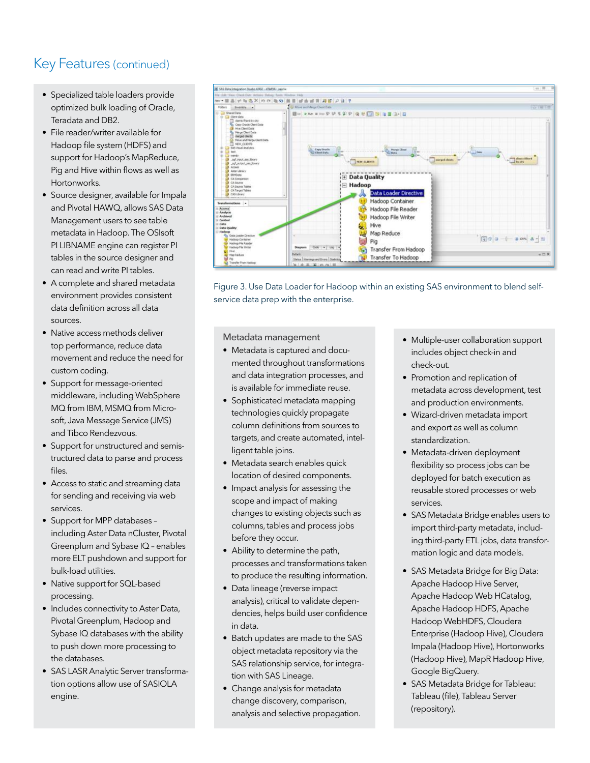## Key Features (continued)

- Specialized table loaders provide optimized bulk loading of Oracle, Teradata and DB2.
- File reader/writer available for Hadoop file system (HDFS) and support for Hadoop's MapReduce, Pig and Hive within flows as well as Hortonworks.
- Source designer, available for Impala and Pivotal HAWQ, allows SAS Data Management users to see table metadata in Hadoop. The OSIsoft PI LIBNAME engine can register PI tables in the source designer and can read and write PI tables.
- A complete and shared metadata environment provides consistent data definition across all data sources.
- Native access methods deliver top performance, reduce data movement and reduce the need for custom coding.
- Support for message-oriented middleware, including WebSphere MQ from IBM, MSMQ from Microsoft, Java Message Service (JMS) and Tibco Rendezvous.
- Support for unstructured and semistructured data to parse and process files.
- Access to static and streaming data for sending and receiving via web services.
- Support for MPP databases – including Aster Data nCluster, Pivotal Greenplum and Sybase IQ – enables more ELT pushdown and support for bulk-load utilities.
- Native support for SQL-based processing.
- Includes connectivity to Aster Data, Pivotal Greenplum, Hadoop and Sybase IQ databases with the ability to push down more processing to the databases.
- SAS LASR Analytic Server transformation options allow use of SASIOLA engine.

Figure 3. Use Data Loader for Hadoop within an existing SAS environment to blend self-service data prep with the enterprise.

### Metadata management

- Metadata is captured and documented throughout transformations and data integration processes, and is available for immediate reuse.
- Sophisticated metadata mapping technologies quickly propagate column definitions from sources to targets, and create automated, intelligent table joins.
- Metadata search enables quick location of desired components.
- Impact analysis for assessing the scope and impact of making changes to existing objects such as columns, tables and process jobs before they occur.
- Ability to determine the path, processes and transformations taken to produce the resulting information.
- Data lineage (reverse impact analysis), critical to validate dependencies, helps build user confidence in data.
- Batch updates are made to the SAS object metadata repository via the SAS relationship service, for integration with SAS Lineage.
- Change analysis for metadata change discovery, comparison, analysis and selective propagation.
- Multiple-user collaboration support includes object check-in and check-out.
- Promotion and replication of metadata across development, test and production environments.
- Wizard-driven metadata import and export as well as column standardization.
- Metadata-driven deployment flexibility so process jobs can be deployed for batch execution as reusable stored processes or web services.
- SAS Metadata Bridge enables users to import third-party metadata, including third-party ETL jobs, data transformation logic and data models.
- SAS Metadata Bridge for Big Data: Apache Hadoop Hive Server, Apache Hadoop Web HCatalog, Apache Hadoop HDFS, Apache Hadoop WebHDFS, Cloudera Enterprise (Hadoop Hive), Cloudera Impala (Hadoop Hive), Hortonworks (Hadoop Hive), MapR Hadoop Hive, Google BigQuery.
- SAS Metadata Bridge for Tableau: Tableau (file), Tableau Server (repository).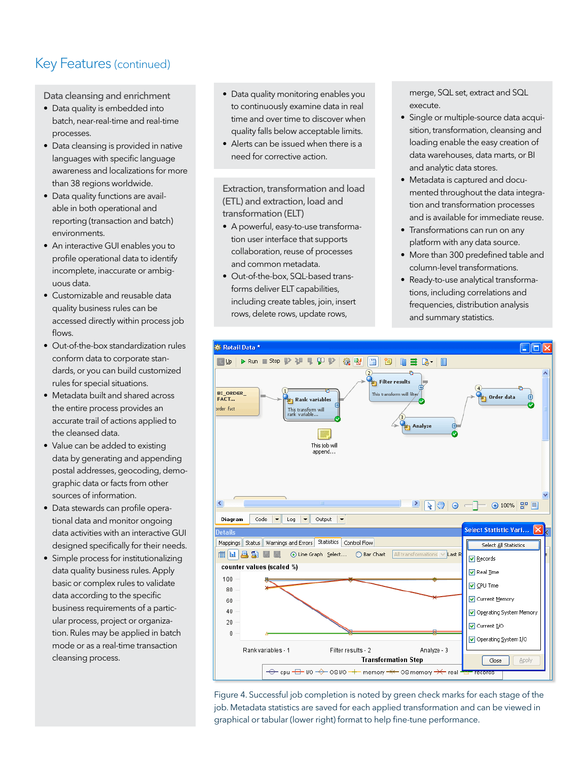# Key Features (continued)

### Data cleansing and enrichment

- Data quality is embedded into batch, near-real-time and real-time processes.
- Data cleansing is provided in native languages with specific language awareness and localizations for more than 38 regions worldwide.
- Data quality functions are available in both operational and reporting (transaction and batch) environments.
- An interactive GUI enables you to profile operational data to identify incomplete, inaccurate or ambiguous data.
- Customizable and reusable data quality business rules can be accessed directly within process job flows.
- Out-of-the-box standardization rules conform data to corporate standards, or you can build customized rules for special situations.
- Metadata built and shared across the entire process provides an accurate trail of actions applied to the cleansed data.
- Value can be added to existing data by generating and appending postal addresses, geocoding, demographic data or facts from other sources of information.
- Data stewards can profile operational data and monitor ongoing data activities with an interactive GUI designed specifically for their needs.
- Simple process for institutionalizing data quality business rules. Apply basic or complex rules to validate data according to the specific business requirements of a particular process, project or organization. Rules may be applied in batch mode or as a real-time transaction cleansing process.
- Data quality monitoring enables you to continuously examine data in real time and over time to discover when quality falls below acceptable limits.
- Alerts can be issued when there is a need for corrective action.

### Extraction, transformation and load (ETL) and extraction, load and transformation (ELT)

- A powerful, easy-to-use transformation user interface that supports collaboration, reuse of processes and common metadata.
- Out-of-the-box, SQL-based transforms deliver ELT capabilities, including create tables, join, insert rows, delete rows, update rows, merge, SQL set, extract and SQL execute.
- Single or multiple-source data acquisition, transformation, cleansing and loading enable the easy creation of data warehouses, data marts, or BI and analytic data stores.
- Metadata is captured and documented throughout the data integration and transformation processes and is available for immediate reuse.
- Transformations can run on any platform with any data source.
- More than 300 predefined table and column-level transformations.
- Ready-to-use analytical transformations, including correlations and frequencies, distribution analysis and summary statistics.

Figure 4. Successful job completion is noted by green check marks for each stage of the job. Metadata statistics are saved for each applied transformation and can be viewed in graphical or tabular (lower right) format to help fine-tune performance.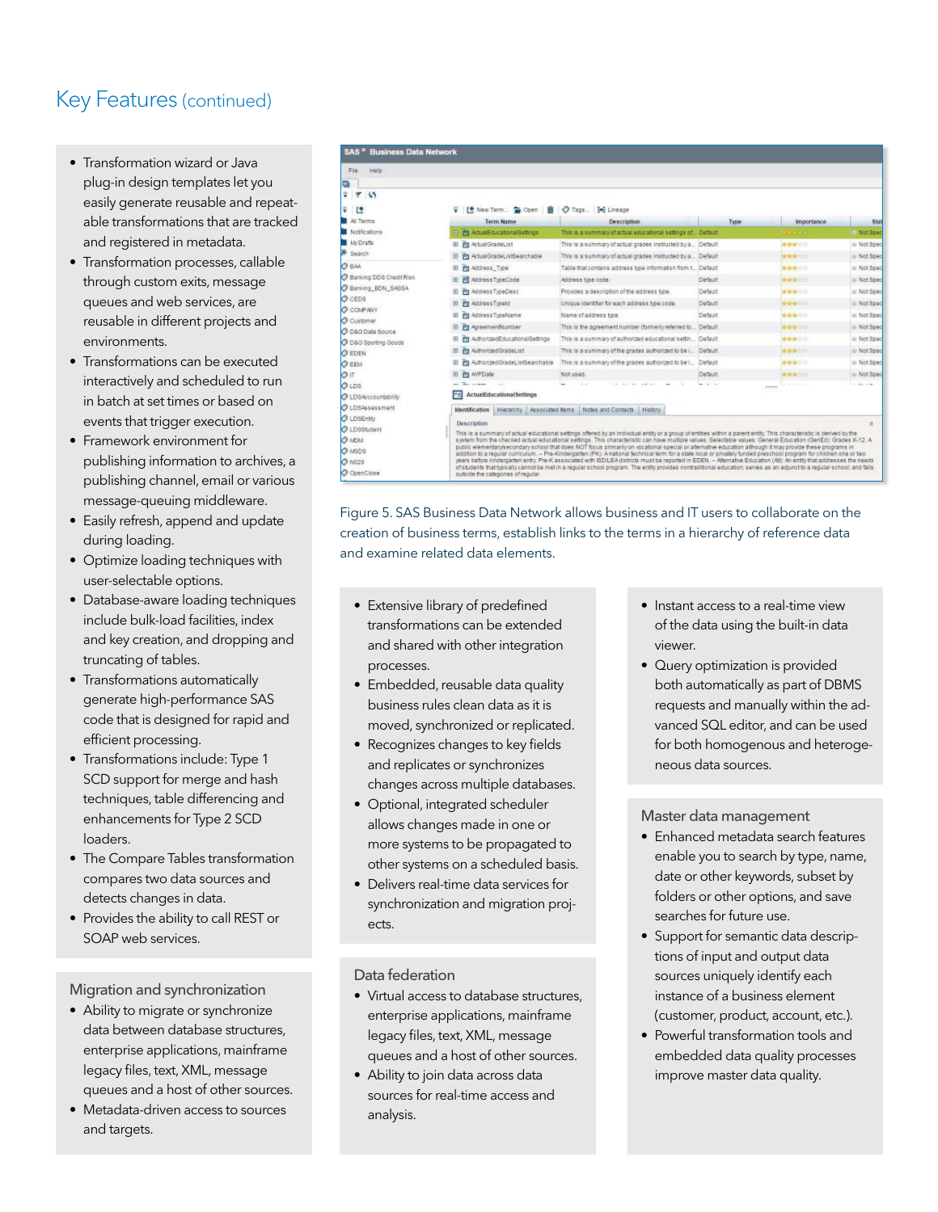## Key Features (continued)

- Transformation wizard or Java plug-in design templates let you easily generate reusable and repeatable transformations that are tracked and registered in metadata.
- Transformation processes, callable through custom exits, message queues and web services, are reusable in different projects and environments.
- Transformations can be executed interactively and scheduled to run in batch at set times or based on events that trigger execution.
- Framework environment for publishing information to archives, a publishing channel, email or various message-queuing middleware.
- Easily refresh, append and update during loading.
- Optimize loading techniques with user-selectable options.
- Database-aware loading techniques include bulk-load facilities, index and key creation, and dropping and truncating of tables.
- Transformations automatically generate high-performance SAS code that is designed for rapid and efficient processing.
- Transformations include: Type 1 SCD support for merge and hash techniques, table differencing and enhancements for Type 2 SCD loaders.
- The Compare Tables transformation compares two data sources and detects changes in data.
- Provides the ability to call REST or SOAP web services.

### Migration and synchronization

- Ability to migrate or synchronize data between database structures, enterprise applications, mainframe legacy files, text, XML, message queues and a host of other sources.
- Metadata-driven access to sources and targets.

Figure 5. SAS Business Data Network allows business and IT users to collaborate on the creation of business terms, establish links to the terms in a hierarchy of reference data and examine related data elements.

- Extensive library of predefined transformations can be extended and shared with other integration processes.
- Embedded, reusable data quality business rules clean data as it is moved, synchronized or replicated.
- Recognizes changes to key fields and replicates or synchronizes changes across multiple databases.
- Optional, integrated scheduler allows changes made in one or more systems to be propagated to other systems on a scheduled basis.
- Delivers real-time data services for synchronization and migration projects.

### Data federation

- Virtual access to database structures, enterprise applications, mainframe legacy files, text, XML, message queues and a host of other sources.
- Ability to join data across data sources for real-time access and analysis.
- Instant access to a real-time view of the data using the built-in data viewer.
- Query optimization is provided both automatically as part of DBMS requests and manually within the advanced SQL editor, and can be used for both homogenous and heterogeneous data sources.

### Master data management

- Enhanced metadata search features enable you to search by type, name, date or other keywords, subset by folders or other options, and save searches for future use.
- Support for semantic data descriptions of input and output data sources uniquely identify each instance of a business element (customer, product, account, etc.).
- Powerful transformation tools and embedded data quality processes improve master data quality.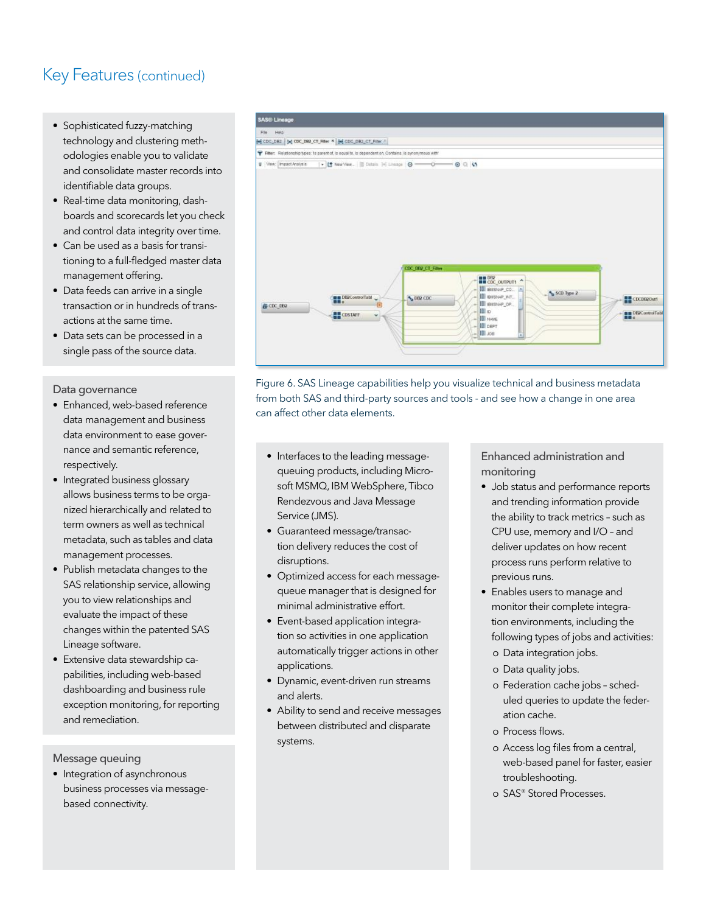# Key Features (continued)

- Sophisticated fuzzy-matching technology and clustering methodologies enable you to validate and consolidate master records into identifiable data groups.
- Real-time data monitoring, dashboards and scorecards let you check and control data integrity over time.
- Can be used as a basis for transitioning to a full-fledged master data management offering.
- Data feeds can arrive in a single transaction or in hundreds of transactions at the same time.
- Data sets can be processed in a single pass of the source data.

## Data governance

- Enhanced, web-based reference data management and business data environment to ease governance and semantic reference, respectively.
- Integrated business glossary allows business terms to be organized hierarchically and related to term owners as well as technical metadata, such as tables and data management processes.
- Publish metadata changes to the SAS relationship service, allowing you to view relationships and evaluate the impact of these changes within the patented SAS Lineage software.
- Extensive data stewardship capabilities, including web-based dashboarding and business rule exception monitoring, for reporting and remediation.

## Message queuing

- Integration of asynchronous business processes via message-based connectivity.
- Interfaces to the leading message-queuing products, including Microsoft MSMQ, IBM WebSphere, Tibco Rendezvous and Java Message Service (JMS).
- Guaranteed message/transaction delivery reduces the cost of disruptions.
- Optimized access for each message-queue manager that is designed for minimal administrative effort.
- Event-based application integration so activities in one application automatically trigger actions in other applications.
- Dynamic, event-driven run streams and alerts.
- Ability to send and receive messages between distributed and disparate systems.

Figure 6. SAS Lineage capabilities help you visualize technical and business metadata from both SAS and third-party sources and tools - and see how a change in one area can affect other data elements.

## Enhanced administration and monitoring

- Job status and performance reports and trending information provide the ability to track metrics – such as CPU use, memory and I/O – and deliver updates on how recent process runs perform relative to previous runs.
- Enables users to manage and monitor their complete integration environments, including the following types of jobs and activities:
  - Data integration jobs.
  - Data quality jobs.
  - Federation cache jobs – scheduled queries to update the federation cache.
  - Process flows.
  - Access log files from a central, web-based panel for faster, easier troubleshooting.
  - SAS® Stored Processes.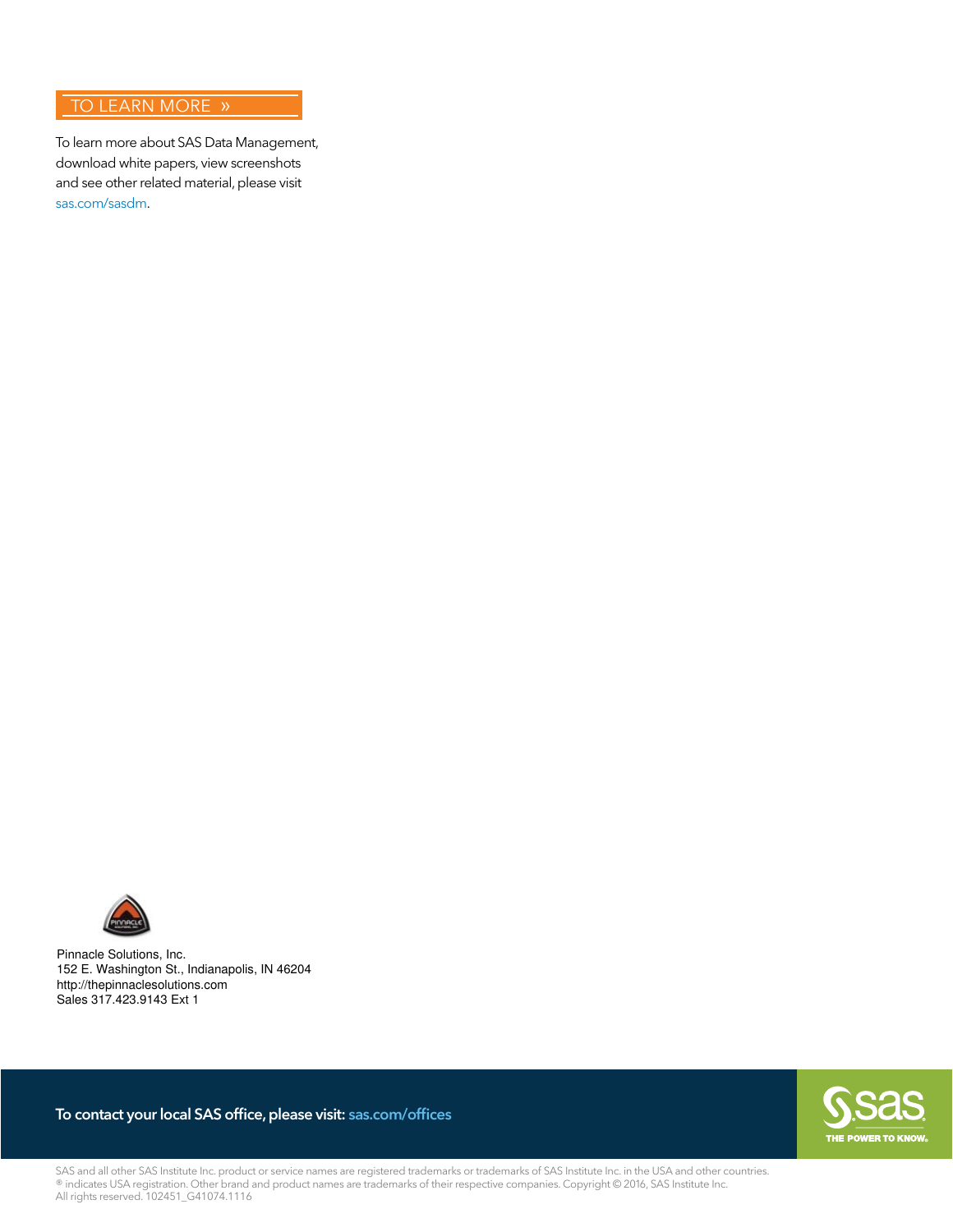## TO LEARN MORE »

To learn more about SAS Data Management, download white papers, view screenshots and see other related material, please visit sas.com/sasdm.

Pinnacle Solutions, Inc.
152 E. Washington St., Indianapolis, IN 46204
http://thepinnaclesolutions.com
Sales 317.423.9143 Ext 1

**To contact your local SAS office, please visit: sas.com/offices**

SAS and all other SAS Institute Inc. product or service names are registered trademarks or trademarks of SAS Institute Inc. in the USA and other countries. ® indicates USA registration. Other brand and product names are trademarks of their respective companies. Copyright © 2016, SAS Institute Inc. All rights reserved. 102451_G41074.1116